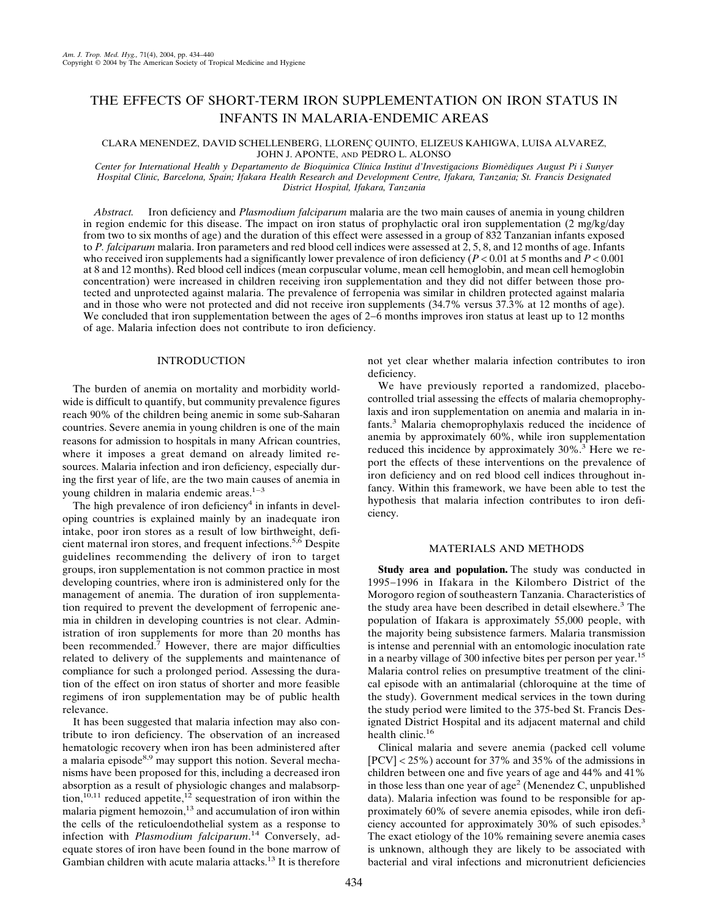# THE EFFECTS OF SHORT-TERM IRON SUPPLEMENTATION ON IRON STATUS IN INFANTS IN MALARIA-ENDEMIC AREAS

CLARA MENENDEZ, DAVID SCHELLENBERG, LLORENÇ QUINTO, ELIZEUS KAHIGWA, LUISA ALVAREZ, JOHN J. APONTE, AND PEDRO L. ALONSO

*Center for International Health y Departamento de Bioquimica Clínica Institut d'Investigacions Biomèdiques August Pi i Sunyer Hospital Clinic, Barcelona, Spain; Ifakara Health Research and Development Centre, Ifakara, Tanzania; St. Francis Designated District Hospital, Ifakara, Tanzania*

*Abstract.* Iron deficiency and *Plasmodium falciparum* malaria are the two main causes of anemia in young children in region endemic for this disease. The impact on iron status of prophylactic oral iron supplementation (2 mg/kg/day from two to six months of age) and the duration of this effect were assessed in a group of 832 Tanzanian infants exposed to *P. falciparum* malaria. Iron parameters and red blood cell indices were assessed at 2, 5, 8, and 12 months of age. Infants who received iron supplements had a significantly lower prevalence of iron deficiency ($P < 0.01$ at 5 months and $P < 0.001$ at 8 and 12 months). Red blood cell indices (mean corpuscular volume, mean cell hemoglobin, and mean cell hemoglobin concentration) were increased in children receiving iron supplementation and they did not differ between those protected and unprotected against malaria. The prevalence of ferropenia was similar in children protected against malaria and in those who were not protected and did not receive iron supplements (34.7% versus 37.3% at 12 months of age). We concluded that iron supplementation between the ages of 2–6 months improves iron status at least up to 12 months of age. Malaria infection does not contribute to iron deficiency.

## INTRODUCTION

The burden of anemia on mortality and morbidity worldwide is difficult to quantify, but community prevalence figures reach 90% of the children being anemic in some sub-Saharan countries. Severe anemia in young children is one of the main reasons for admission to hospitals in many African countries, where it imposes a great demand on already limited resources. Malaria infection and iron deficiency, especially during the first year of life, are the two main causes of anemia in young children in malaria endemic areas.[1–3]

The high prevalence of iron deficiency[4] in infants in developing countries is explained mainly by an inadequate iron intake, poor iron stores as a result of low birthweight, deficient maternal iron stores, and frequent infections.[5,6] Despite guidelines recommending the delivery of iron to target groups, iron supplementation is not common practice in most developing countries, where iron is administered only for the management of anemia. The duration of iron supplementation required to prevent the development of ferropenic anemia in children in developing countries is not clear. Administration of iron supplements for more than 20 months has been recommended.[7] However, there are major difficulties related to delivery of the supplements and maintenance of compliance for such a prolonged period. Assessing the duration of the effect on iron status of shorter and more feasible regimens of iron supplementation may be of public health relevance.

It has been suggested that malaria infection may also contribute to iron deficiency. The observation of an increased hematologic recovery when iron has been administered after a malaria episode[8,9] may support this notion. Several mechanisms have been proposed for this, including a decreased iron absorption as a result of physiologic changes and malabsorption,[10,11] reduced appetite,[12] sequestration of iron within the malaria pigment hemozoin,[13] and accumulation of iron within the cells of the reticuloendothelial system as a response to infection with *Plasmodium falciparum*.[14] Conversely, adequate stores of iron have been found in the bone marrow of Gambian children with acute malaria attacks.[13] It is therefore not yet clear whether malaria infection contributes to iron deficiency.

We have previously reported a randomized, placebo-controlled trial assessing the effects of malaria chemoprophylaxis and iron supplementation on anemia and malaria in infants.[3] Malaria chemoprophylaxis reduced the incidence of anemia by approximately 60%, while iron supplementation reduced this incidence by approximately 30%.[3] Here we report the effects of these interventions on the prevalence of iron deficiency and on red blood cell indices throughout infancy. Within this framework, we have been able to test the hypothesis that malaria infection contributes to iron deficiency.

## MATERIALS AND METHODS

**Study area and population.** The study was conducted in 1995–1996 in Ifakara in the Kilombero District of the Morogoro region of southeastern Tanzania. Characteristics of the study area have been described in detail elsewhere.[3] The population of Ifakara is approximately 55,000 people, with the majority being subsistence farmers. Malaria transmission is intense and perennial with an entomologic inoculation rate in a nearby village of 300 infective bites per person per year.[15] Malaria control relies on presumptive treatment of the clinical episode with an antimalarial (chloroquine at the time of the study). Government medical services in the town during the study period were limited to the 375-bed St. Francis Designated District Hospital and its adjacent maternal and child health clinic.[16]

Clinical malaria and severe anemia (packed cell volume [PCV] < 25%) account for 37% and 35% of the admissions in children between one and five years of age and 44% and 41% in those less than one year of age[2] (Menendez C, unpublished data). Malaria infection was found to be responsible for approximately 60% of severe anemia episodes, while iron deficiency accounted for approximately 30% of such episodes.[3] The exact etiology of the 10% remaining severe anemia cases is unknown, although they are likely to be associated with bacterial and viral infections and micronutrient deficiencies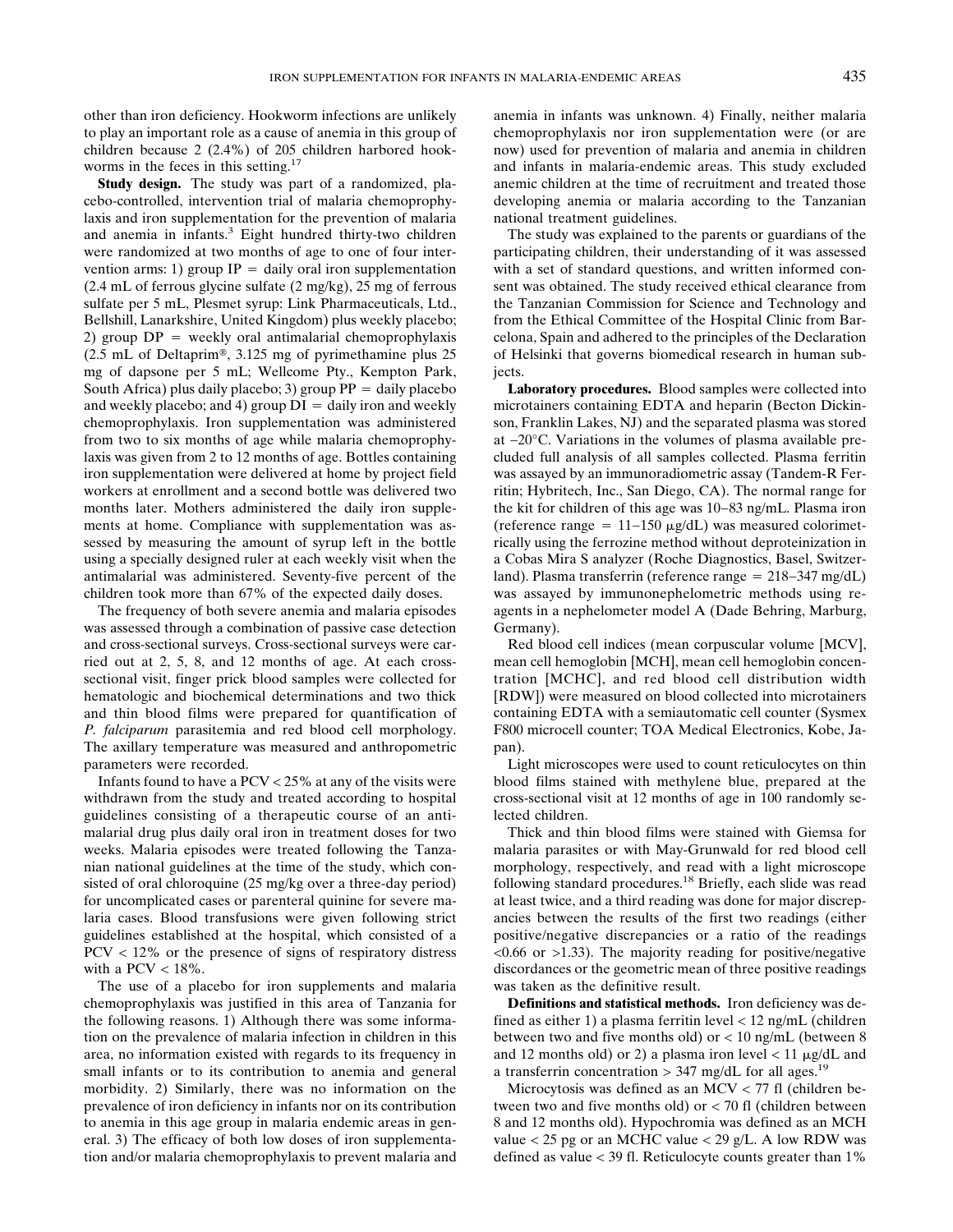other than iron deficiency. Hookworm infections are unlikely to play an important role as a cause of anemia in this group of children because 2 (2.4%) of 205 children harbored hookworms in the feces in this setting.[17]

**Study design.** The study was part of a randomized, placebo-controlled, intervention trial of malaria chemoprophylaxis and iron supplementation for the prevention of malaria and anemia in infants.[3] Eight hundred thirty-two children were randomized at two months of age to one of four intervention arms: 1) group IP = daily oral iron supplementation (2.4 mL of ferrous glycine sulfate (2 mg/kg), 25 mg of ferrous sulfate per 5 mL, Plesmet syrup: Link Pharmaceuticals, Ltd., Bellshill, Lanarkshire, United Kingdom) plus weekly placebo; 2) group DP = weekly oral antimalarial chemoprophylaxis (2.5 mL of Deltaprim®, 3.125 mg of pyrimethamine plus 25 mg of dapsone per 5 mL; Wellcome Pty., Kempton Park, South Africa) plus daily placebo; 3) group PP = daily placebo and weekly placebo; and 4) group DI = daily iron and weekly chemoprophylaxis. Iron supplementation was administered from two to six months of age while malaria chemoprophylaxis was given from 2 to 12 months of age. Bottles containing iron supplementation were delivered at home by project field workers at enrollment and a second bottle was delivered two months later. Mothers administered the daily iron supplements at home. Compliance with supplementation was assessed by measuring the amount of syrup left in the bottle using a specially designed ruler at each weekly visit when the antimalarial was administered. Seventy-five percent of the children took more than 67% of the expected daily doses.

The frequency of both severe anemia and malaria episodes was assessed through a combination of passive case detection and cross-sectional surveys. Cross-sectional surveys were carried out at 2, 5, 8, and 12 months of age. At each cross-sectional visit, finger prick blood samples were collected for hematologic and biochemical determinations and two thick and thin blood films were prepared for quantification of *P. falciparum* parasitemia and red blood cell morphology. The axillary temperature was measured and anthropometric parameters were recorded.

Infants found to have a PCV < 25% at any of the visits were withdrawn from the study and treated according to hospital guidelines consisting of a therapeutic course of an antimalarial drug plus daily oral iron in treatment doses for two weeks. Malaria episodes were treated following the Tanzanian national guidelines at the time of the study, which consisted of oral chloroquine (25 mg/kg over a three-day period) for uncomplicated cases or parenteral quinine for severe malaria cases. Blood transfusions were given following strict guidelines established at the hospital, which consisted of a PCV < 12% or the presence of signs of respiratory distress with a PCV < 18%.

The use of a placebo for iron supplements and malaria chemoprophylaxis was justified in this area of Tanzania for the following reasons. 1) Although there was some information on the prevalence of malaria infection in children in this area, no information existed with regards to its frequency in small infants or to its contribution to anemia and general morbidity. 2) Similarly, there was no information on the prevalence of iron deficiency in infants nor on its contribution to anemia in this age group in malaria endemic areas in general. 3) The efficacy of both low doses of iron supplementation and/or malaria chemoprophylaxis to prevent malaria and anemia in infants was unknown. 4) Finally, neither malaria chemoprophylaxis nor iron supplementation were (or are now) used for prevention of malaria and anemia in children and infants in malaria-endemic areas. This study excluded anemic children at the time of recruitment and treated those developing anemia or malaria according to the Tanzanian national treatment guidelines.

The study was explained to the parents or guardians of the participating children, their understanding of it was assessed with a set of standard questions, and written informed consent was obtained. The study received ethical clearance from the Tanzanian Commission for Science and Technology and from the Ethical Committee of the Hospital Clinic from Barcelona, Spain and adhered to the principles of the Declaration of Helsinki that governs biomedical research in human subjects.

**Laboratory procedures.** Blood samples were collected into microtainers containing EDTA and heparin (Becton Dickinson, Franklin Lakes, NJ) and the separated plasma was stored at −20°C. Variations in the volumes of plasma available precluded full analysis of all samples collected. Plasma ferritin was assayed by an immunoradiometric assay (Tandem-R Ferritin; Hybritech, Inc., San Diego, CA). The normal range for the kit for children of this age was 10–83 ng/mL. Plasma iron (reference range = 11–150 μg/dL) was measured colorimetrically using the ferrozine method without deproteinization in a Cobas Mira S analyzer (Roche Diagnostics, Basel, Switzerland). Plasma transferrin (reference range = 218–347 mg/dL) was assayed by immunonephelometric methods using reagents in a nephelometer model A (Dade Behring, Marburg, Germany).

Red blood cell indices (mean corpuscular volume [MCV], mean cell hemoglobin [MCH], mean cell hemoglobin concentration [MCHC], and red blood cell distribution width [RDW]) were measured on blood collected into microtainers containing EDTA with a semiautomatic cell counter (Sysmex F800 microcell counter; TOA Medical Electronics, Kobe, Japan).

Light microscopes were used to count reticulocytes on thin blood films stained with methylene blue, prepared at the cross-sectional visit at 12 months of age in 100 randomly selected children.

Thick and thin blood films were stained with Giemsa for malaria parasites or with May-Grunwald for red blood cell morphology, respectively, and read with a light microscope following standard procedures.[18] Briefly, each slide was read at least twice, and a third reading was done for major discrepancies between the results of the first two readings (either positive/negative discrepancies or a ratio of the readings <0.66 or >1.33). The majority reading for positive/negative discordances or the geometric mean of three positive readings was taken as the definitive result.

**Definitions and statistical methods.** Iron deficiency was defined as either 1) a plasma ferritin level < 12 ng/mL (children between two and five months old) or < 10 ng/mL (between 8 and 12 months old) or 2) a plasma iron level < 11 μg/dL and a transferrin concentration > 347 mg/dL for all ages.[19]

Microcytosis was defined as an MCV < 77 fl (children between two and five months old) or < 70 fl (children between 8 and 12 months old). Hypochromia was defined as an MCH value < 25 pg or an MCHC value < 29 g/L. A low RDW was defined as value < 39 fl. Reticulocyte counts greater than 1%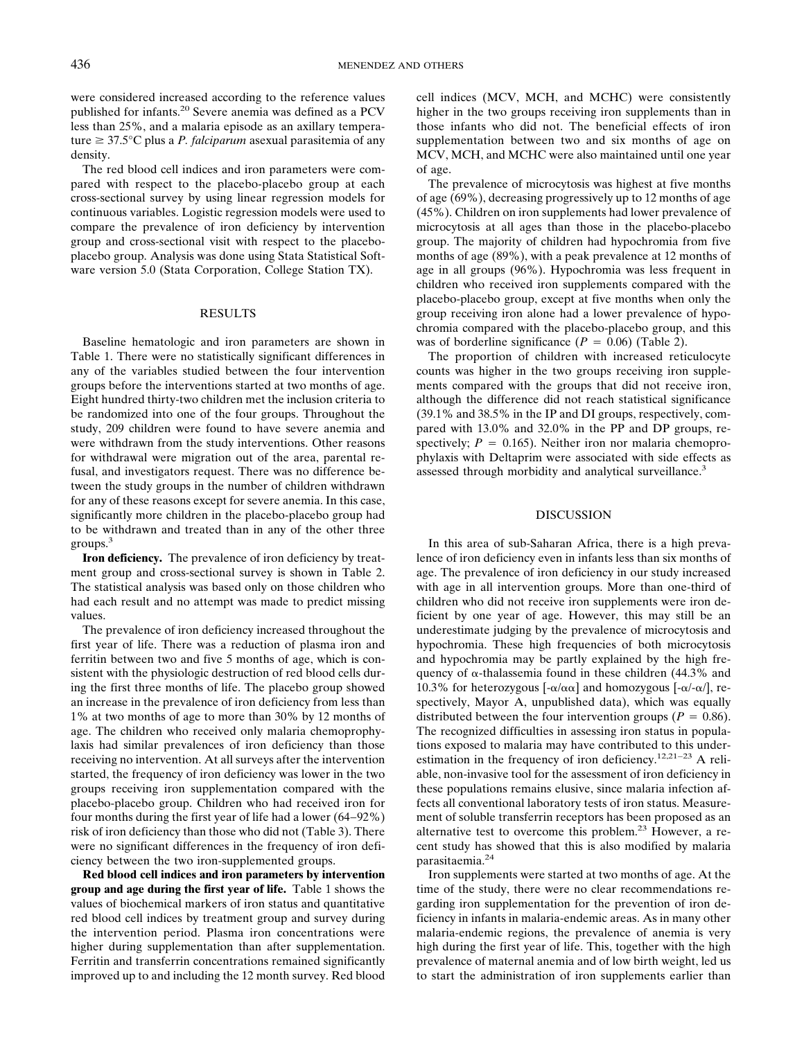were considered increased according to the reference values published for infants.[20] Severe anemia was defined as a PCV less than 25%, and a malaria episode as an axillary temperature ≥ 37.5°C plus a *P. falciparum* asexual parasitemia of any density.

The red blood cell indices and iron parameters were compared with respect to the placebo-placebo group at each cross-sectional survey by using linear regression models for continuous variables. Logistic regression models were used to compare the prevalence of iron deficiency by intervention group and cross-sectional visit with respect to the placebo-placebo group. Analysis was done using Stata Statistical Software version 5.0 (Stata Corporation, College Station TX).

## RESULTS

Baseline hematologic and iron parameters are shown in Table 1. There were no statistically significant differences in any of the variables studied between the four intervention groups before the interventions started at two months of age. Eight hundred thirty-two children met the inclusion criteria to be randomized into one of the four groups. Throughout the study, 209 children were found to have severe anemia and were withdrawn from the study interventions. Other reasons for withdrawal were migration out of the area, parental refusal, and investigators request. There was no difference between the study groups in the number of children withdrawn for any of these reasons except for severe anemia. In this case, significantly more children in the placebo-placebo group had to be withdrawn and treated than in any of the other three groups.[3]

**Iron deficiency.** The prevalence of iron deficiency by treatment group and cross-sectional survey is shown in Table 2. The statistical analysis was based only on those children who had each result and no attempt was made to predict missing values.

The prevalence of iron deficiency increased throughout the first year of life. There was a reduction of plasma iron and ferritin between two and five 5 months of age, which is consistent with the physiologic destruction of red blood cells during the first three months of life. The placebo group showed an increase in the prevalence of iron deficiency from less than 1% at two months of age to more than 30% by 12 months of age. The children who received only malaria chemoprophylaxis had similar prevalences of iron deficiency than those receiving no intervention. At all surveys after the intervention started, the frequency of iron deficiency was lower in the two groups receiving iron supplementation compared with the placebo-placebo group. Children who had received iron for four months during the first year of life had a lower (64–92%) risk of iron deficiency than those who did not (Table 3). There were no significant differences in the frequency of iron deficiency between the two iron-supplemented groups.

**Red blood cell indices and iron parameters by intervention group and age during the first year of life.** Table 1 shows the values of biochemical markers of iron status and quantitative red blood cell indices by treatment group and survey during the intervention period. Plasma iron concentrations were higher during supplementation than after supplementation. Ferritin and transferrin concentrations remained significantly improved up to and including the 12 month survey. Red blood cell indices (MCV, MCH, and MCHC) were consistently higher in the two groups receiving iron supplements than in those infants who did not. The beneficial effects of iron supplementation between two and six months of age on MCV, MCH, and MCHC were also maintained until one year of age.

The prevalence of microcytosis was highest at five months of age (69%), decreasing progressively up to 12 months of age (45%). Children on iron supplements had lower prevalence of microcytosis at all ages than those in the placebo-placebo group. The majority of children had hypochromia from five months of age (89%), with a peak prevalence at 12 months of age in all groups (96%). Hypochromia was less frequent in children who received iron supplements compared with the placebo-placebo group, except at five months when only the group receiving iron alone had a lower prevalence of hypochromia compared with the placebo-placebo group, and this was of borderline significance ($P = 0.06$) (Table 2).

The proportion of children with increased reticulocyte counts was higher in the two groups receiving iron supplements compared with the groups that did not receive iron, although the difference did not reach statistical significance (39.1% and 38.5% in the IP and DI groups, respectively, compared with 13.0% and 32.0% in the PP and DP groups, respectively; $P = 0.165$). Neither iron nor malaria chemoprophylaxis with Deltaprim were associated with side effects as assessed through morbidity and analytical surveillance.[3]

## DISCUSSION

In this area of sub-Saharan Africa, there is a high prevalence of iron deficiency even in infants less than six months of age. The prevalence of iron deficiency in our study increased with age in all intervention groups. More than one-third of children who did not receive iron supplements were iron deficient by one year of age. However, this may still be an underestimate judging by the prevalence of microcytosis and hypochromia. These high frequencies of both microcytosis and hypochromia may be partly explained by the high frequency of α-thalassemia found in these children (44.3% and 10.3% for heterozygous [-α/αα] and homozygous [-α/-α/], respectively, Mayor A, unpublished data), which was equally distributed between the four intervention groups ($P = 0.86$). The recognized difficulties in assessing iron status in populations exposed to malaria may have contributed to this underestimation in the frequency of iron deficiency.[12,21–23] A reliable, non-invasive tool for the assessment of iron deficiency in these populations remains elusive, since malaria infection affects all conventional laboratory tests of iron status. Measurement of soluble transferrin receptors has been proposed as an alternative test to overcome this problem.[23] However, a recent study has showed that this is also modified by malaria parasitaemia.[24]

Iron supplements were started at two months of age. At the time of the study, there were no clear recommendations regarding iron supplementation for the prevention of iron deficiency in infants in malaria-endemic areas. As in many other malaria-endemic regions, the prevalence of anemia is very high during the first year of life. This, together with the high prevalence of maternal anemia and of low birth weight, led us to start the administration of iron supplements earlier than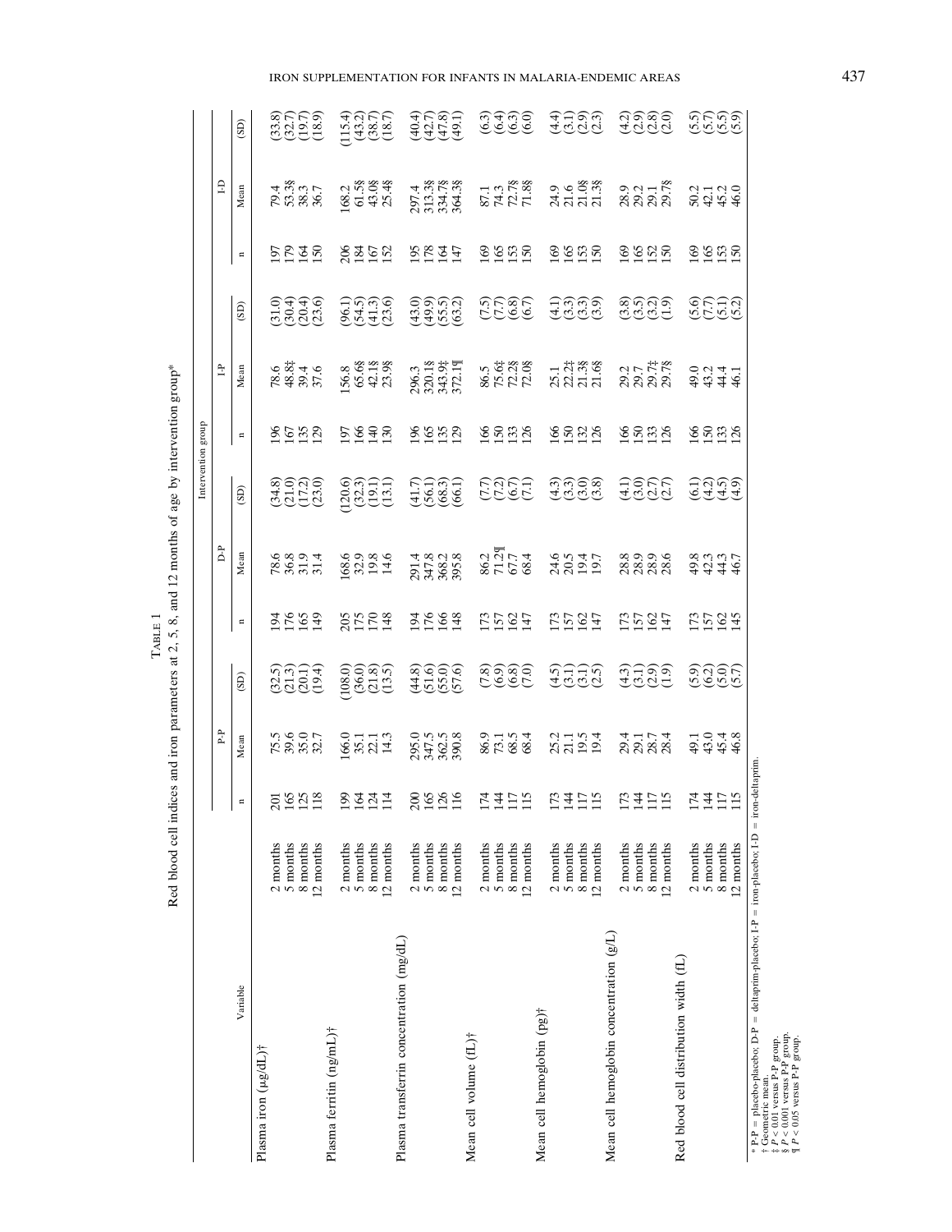TABLE 1

Red blood cell indices and iron parameters at 2, 5, 8, and 12 months of age by intervention group*

| Variable | | Intervention group | | | | | | | | | | | |
|---|---|---|---|---|---|---|---|---|---|---|---|---|---|
| | | P-P | | | D-P | | | I-P | | | I-D | | |
| | | n | Mean | (SD) | n | Mean | (SD) | n | Mean | (SD) | n | Mean | (SD) |
| Plasma iron (µg/dL)† | 2 months | 201 | 75.5 | (32.5) | 194 | 78.6 | (34.8) | 196 | 78.6 | (31.0) | 197 | 79.4 | (33.8) |
| | 5 months | 165 | 39.6 | (21.3) | 176 | 36.8 | (21.0) | 167 | 48.8‡ | (30.4) | 179 | 53.3§ | (32.7) |
| | 8 months | 125 | 35.0 | (20.1) | 165 | 31.9 | (17.2) | 135 | 39.4 | (20.4) | 164 | 38.3 | (19.7) |
| | 12 months | 118 | 32.7 | (19.4) | 149 | 31.4 | (23.0) | 129 | 37.6 | (23.6) | 150 | 36.7 | (18.9) |
| Plasma ferritin (ng/mL)† | 2 months | 199 | 166.0 | (108.0) | 205 | 168.6 | (120.6) | 197 | 156.8 | (96.1) | 206 | 168.2 | (115.4) |
| | 5 months | 164 | 35.1 | (36.0) | 175 | 32.9 | (32.3) | 166 | 65.6§ | (54.5) | 184 | 61.5§ | (43.2) |
| | 8 months | 124 | 22.1 | (21.8) | 170 | 19.8 | (19.1) | 140 | 42.1§ | (41.3) | 167 | 43.0§ | (38.7) |
| | 12 months | 114 | 14.3 | (13.5) | 148 | 14.6 | (13.1) | 130 | 23.9§ | (23.6) | 152 | 25.4§ | (18.7) |
| Plasma transferrin concentration (mg/dL) | 2 months | 200 | 295.0 | (44.8) | 194 | 291.4 | (41.7) | 196 | 296.3 | (43.0) | 195 | 297.4 | (40.4) |
| | 5 months | 165 | 347.5 | (51.6) | 176 | 347.8 | (56.1) | 165 | 320.1§ | (49.9) | 178 | 313.3§ | (42.7) |
| | 8 months | 126 | 362.5 | (55.0) | 166 | 368.2 | (68.3) | 135 | 343.9‡ | (55.5) | 164 | 334.7§ | (47.8) |
| | 12 months | 116 | 390.8 | (57.6) | 148 | 395.8 | (66.1) | 129 | 372.1¶ | (63.2) | 147 | 364.3§ | (49.1) |
| Mean cell volume (fL)† | 2 months | 174 | 86.9 | (7.8) | 173 | 86.2 | (7.7) | 166 | 86.5 | (7.5) | 169 | 87.1 | (6.3) |
| | 5 months | 144 | 73.1 | (6.9) | 157 | 71.2¶ | (7.2) | 150 | 75.6‡ | (7.7) | 165 | 74.3 | (6.4) |
| | 8 months | 117 | 68.5 | (6.8) | 162 | 67.7 | (6.7) | 133 | 72.2§ | (6.8) | 153 | 72.7§ | (6.3) |
| | 12 months | 115 | 68.4 | (7.0) | 147 | 68.4 | (7.1) | 126 | 72.0§ | (6.7) | 150 | 71.8§ | (6.0) |
| Mean cell hemoglobin (pg)† | 2 months | 173 | 25.2 | (4.5) | 173 | 24.6 | (4.3) | 166 | 25.1 | (4.1) | 169 | 24.9 | (4.4) |
| | 5 months | 144 | 21.1 | (3.1) | 157 | 20.5 | (3.3) | 150 | 22.2‡ | (3.3) | 165 | 21.6 | (3.1) |
| | 8 months | 117 | 19.5 | (3.1) | 162 | 19.4 | (3.0) | 132 | 21.3§ | (3.3) | 153 | 21.0§ | (2.9) |
| | 12 months | 115 | 19.4 | (2.5) | 147 | 19.7 | (3.8) | 126 | 21.6§ | (3.9) | 150 | 21.3§ | (2.3) |
| Mean cell hemoglobin concentration (g/L) | 2 months | 173 | 29.4 | (4.3) | 173 | 28.8 | (4.1) | 166 | 29.2 | (3.8) | 169 | 28.9 | (4.2) |
| | 5 months | 144 | 29.1 | (3.1) | 157 | 28.9 | (3.0) | 150 | 29.7 | (3.5) | 165 | 29.2 | (2.9) |
| | 8 months | 117 | 28.7 | (2.9) | 162 | 28.9 | (2.7) | 133 | 29.7‡ | (3.2) | 152 | 29.1 | (2.8) |
| | 12 months | 115 | 28.4 | (1.9) | 147 | 28.6 | (2.7) | 126 | 29.7§ | (1.9) | 150 | 29.7§ | (2.0) |
| Red blood cell distribution width (fL) | 2 months | 174 | 49.1 | (5.9) | 173 | 49.8 | (6.1) | 166 | 49.0 | (5.6) | 169 | 50.2 | (5.5) |
| | 5 months | 144 | 43.0 | (6.2) | 157 | 42.3 | (4.2) | 150 | 43.2 | (7.7) | 165 | 42.1 | (5.7) |
| | 8 months | 117 | 45.4 | (5.0) | 162 | 44.3 | (4.5) | 133 | 44.4 | (5.1) | 153 | 45.2 | (5.5) |
| | 12 months | 115 | 46.8 | (5.7) | 145 | 46.7 | (4.9) | 126 | 46.1 | (5.2) | 150 | 46.0 | (5.9) |

\* P-P = placebo-placebo; D-P = deltaprim-placebo; I-P = iron-placebo; I-D = iron-deltaprim.
† Geometric mean.
‡ $P < 0.01$ versus P-P group.
§ $P < 0.001$ versus P-P group.
¶ $P < 0.05$ versus P-P group.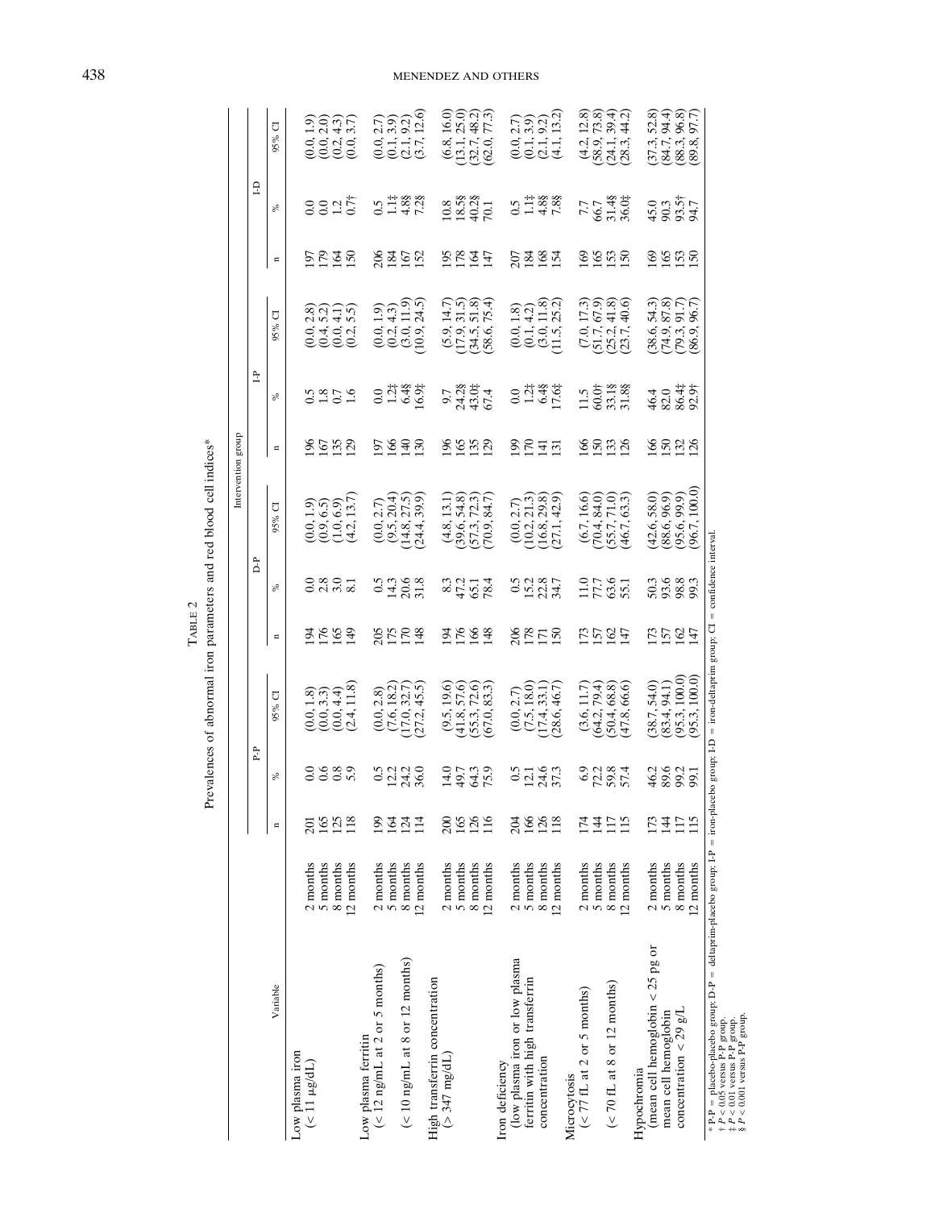Table 2

Prevalences of abnormal iron parameters and red blood cell indices*

| Variable | | Intervention group | | | | | | | | | | | |
|---|---|---|---|---|---|---|---|---|---|---|---|---|---|
| | | P-P | | | D-P | | | I-P | | | I-D | | |
| | | n | % | 95% CI | n | % | 95% CI | n | % | 95% CI | n | % | 95% CI |
| Low plasma iron (< 11 μg/dL) | 2 months | 201 | 0.0 | (0.0, 1.8) | 194 | 0.0 | (0.0, 1.9) | 196 | 0.5 | (0.0, 2.8) | 197 | 0.0 | (0.0, 1.9) |
| | 5 months | 165 | 0.6 | (0.0, 3.3) | 176 | 2.8 | (0.9, 6.5) | 167 | 1.8 | (0.4, 5.2) | 179 | 0.0 | (0.0, 2.0) |
| | 8 months | 125 | 0.8 | (0.0, 4.4) | 165 | 3.0 | (1.0, 6.9) | 135 | 0.7 | (0.0, 4.1) | 164 | 1.2 | (0.2, 4.3) |
| | 12 months | 118 | 5.9 | (2.4, 11.8) | 149 | 8.1 | (4.2, 13.7) | 129 | 1.6 | (0.2, 5.5) | 150 | 0.7† | (0.0, 3.7) |
| Low plasma ferritin (< 12 ng/mL at 2 or 5 months) | 2 months | 199 | 0.5 | (0.0, 2.8) | 205 | 0.5 | (0.0, 2.7) | 197 | 0.0 | (0.0, 1.9) | 206 | 0.5 | (0.0, 2.7) |
| | 5 months | 164 | 12.2 | (7.6, 18.2) | 175 | 14.3 | (9.5, 20.4) | 166 | 1.2‡ | (0.2, 4.3) | 184 | 1.1‡ | (0.1, 3.9) |
| (< 10 ng/mL at 8 or 12 months) | 8 months | 124 | 24.2 | (17.0, 32.7) | 170 | 20.6 | (14.8, 27.5) | 140 | 6.4§ | (3.0, 11.9) | 167 | 4.8§ | (2.1, 9.2) |
| | 12 months | 114 | 36.0 | (27.2, 45.5) | 148 | 31.8 | (24.4, 39.9) | 130 | 16.9‡ | (10.9, 24.5) | 152 | 7.2§ | (3.7, 12.6) |
| High transferrin concentration (> 347 mg/dL) | 2 months | 200 | 14.0 | (9.5, 19.6) | 194 | 8.3 | (4.8, 13.1) | 196 | 9.7 | (5.9, 14.7) | 195 | 10.8 | (6.8, 16.0) |
| | 5 months | 165 | 49.7 | (41.8, 57.6) | 176 | 47.2 | (39.6, 54.8) | 165 | 24.2§ | (17.9, 31.5) | 178 | 18.5§ | (13.1, 25.0) |
| | 8 months | 126 | 64.3 | (55.3, 72.6) | 166 | 65.1 | (57.3, 72.3) | 135 | 43.0‡ | (34.5, 51.8) | 164 | 40.2§ | (32.7, 48.2) |
| | 12 months | 116 | 75.9 | (67.0, 83.3) | 148 | 78.4 | (70.9, 84.7) | 129 | 67.4 | (58.6, 75.4) | 147 | 70.1 | (62.0, 77.3) |
| Iron deficiency (low plasma iron or low plasma ferritin with high transferrin concentration | 2 months | 204 | 0.5 | (0.0, 2.7) | 206 | 0.5 | (0.0, 2.7) | 199 | 0.0 | (0.0, 1.8) | 207 | 0.5 | (0.0, 2.7) |
| | 5 months | 166 | 12.1 | (7.5, 18.0) | 178 | 15.2 | (10.2, 21.3) | 170 | 1.2‡ | (0.1, 4.2) | 184 | 1.1‡ | (0.1, 3.9) |
| | 8 months | 126 | 24.6 | (17.4, 33.1) | 171 | 22.8 | (16.8, 29.8) | 141 | 6.4§ | (3.0, 11.8) | 168 | 4.8§ | (2.1, 9.2) |
| | 12 months | 118 | 37.3 | (28.6, 46.7) | 150 | 34.7 | (27.1, 42.9) | 131 | 17.6‡ | (11.5, 25.2) | 154 | 7.8§ | (4.1, 13.2) |
| Microcytosis (< 77 fL at 2 or 5 months) | 2 months | 174 | 6.9 | (3.6, 11.7) | 173 | 11.0 | (6.7, 16.6) | 166 | 11.5 | (7.0, 17.3) | 169 | 7.7 | (4.2, 12.8) |
| | 5 months | 144 | 72.2 | (64.2, 79.4) | 157 | 77.7 | (70.4, 84.0) | 150 | 60.0† | (51.7, 67.9) | 165 | 66.7 | (58.9, 73.8) |
| (< 70 fL at 8 or 12 months) | 8 months | 117 | 59.8 | (50.4, 68.8) | 162 | 63.6 | (55.7, 71.0) | 133 | 33.1§ | (25.2, 41.8) | 153 | 31.4§ | (24.1, 39.4) |
| | 12 months | 115 | 57.4 | (47.8, 66.6) | 147 | 55.1 | (46.7, 63.3) | 126 | 31.8§ | (23.7, 40.6) | 150 | 36.0‡ | (28.3, 44.2) |
| Hypochromia (mean cell hemoglobin < 25 pg or mean cell hemoglobin concentration < 29 g/L | 2 months | 173 | 46.2 | (38.7, 54.0) | 173 | 50.3 | (42.6, 58.0) | 166 | 46.4 | (38.6, 54.3) | 169 | 45.0 | (37.3, 52.8) |
| | 5 months | 144 | 89.6 | (83.4, 94.1) | 157 | 93.6 | (88.6, 96.9) | 150 | 82.0 | (74.9, 87.8) | 165 | 90.3 | (84.7, 94.4) |
| | 8 months | 117 | 99.2 | (95.3, 100.0) | 162 | 98.8 | (95.6, 99.9) | 132 | 86.4‡ | (79.3, 91.7) | 153 | 93.5† | (88.3, 96.8) |
| | 12 months | 115 | 99.1 | (95.3, 100.0) | 147 | 99.3 | (96.7, 100.0) | 126 | 92.9† | (86.9, 96.7) | 150 | 94.7 | (89.8, 97.7) |

\* P-P = placebo-placebo group; D-P = deltaprim-placebo group; I-P = iron-placebo group; I-D = iron-deltaprim group; CI = confidence interval.
† $P < 0.05$ versus P-P group.
‡ $P < 0.01$ versus P-P group.
§ $P < 0.001$ versus P-P group.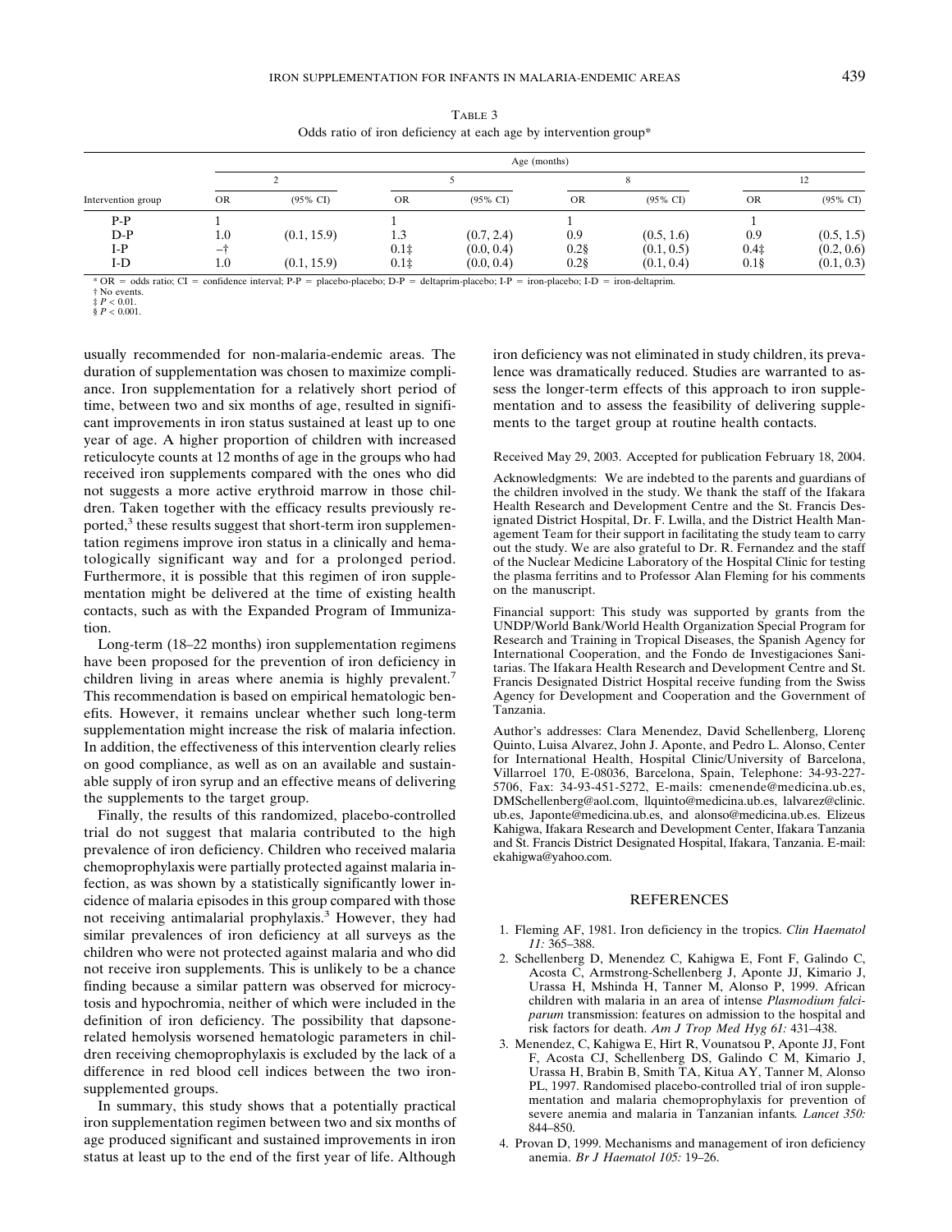TABLE 3

Odds ratio of iron deficiency at each age by intervention group*

| Intervention group | Age (months) | | | | | | | |
|---|---|---|---|---|---|---|---|---|
| | 2 | | 5 | | 8 | | 12 | |
| | OR | (95% CI) | OR | (95% CI) | OR | (95% CI) | OR | (95% CI) |
| P-P | 1 | | 1 | | 1 | | 1 | |
| D-P | 1.0 | (0.1, 15.9) | 1.3 | (0.7, 2.4) | 0.9 | (0.5, 1.6) | 0.9 | (0.5, 1.5) |
| I-P | –† | | 0.1‡ | (0.0, 0.4) | 0.2§ | (0.1, 0.5) | 0.4‡ | (0.2, 0.6) |
| I-D | 1.0 | (0.1, 15.9) | 0.1‡ | (0.0, 0.4) | 0.2§ | (0.1, 0.4) | 0.1§ | (0.1, 0.3) |

* OR = odds ratio; CI = confidence interval; P-P = placebo-placebo; D-P = deltaprim-placebo; I-P = iron-placebo; I-D = iron-deltaprim.
† No events.
‡ $P < 0.01$.
§ $P < 0.001$.

usually recommended for non-malaria-endemic areas. The duration of supplementation was chosen to maximize compliance. Iron supplementation for a relatively short period of time, between two and six months of age, resulted in significant improvements in iron status sustained at least up to one year of age. A higher proportion of children with increased reticulocyte counts at 12 months of age in the groups who had received iron supplements compared with the ones who did not suggests a more active erythroid marrow in those children. Taken together with the efficacy results previously reported,[3] these results suggest that short-term iron supplementation regimens improve iron status in a clinically and hematologically significant way and for a prolonged period. Furthermore, it is possible that this regimen of iron supplementation might be delivered at the time of existing health contacts, such as with the Expanded Program of Immunization.

Long-term (18–22 months) iron supplementation regimens have been proposed for the prevention of iron deficiency in children living in areas where anemia is highly prevalent.[7] This recommendation is based on empirical hematologic benefits. However, it remains unclear whether such long-term supplementation might increase the risk of malaria infection. In addition, the effectiveness of this intervention clearly relies on good compliance, as well as on an available and sustainable supply of iron syrup and an effective means of delivering the supplements to the target group.

Finally, the results of this randomized, placebo-controlled trial do not suggest that malaria contributed to the high prevalence of iron deficiency. Children who received malaria chemoprophylaxis were partially protected against malaria infection, as was shown by a statistically significantly lower incidence of malaria episodes in this group compared with those not receiving antimalarial prophylaxis.[3] However, they had similar prevalences of iron deficiency at all surveys as the children who were not protected against malaria and who did not receive iron supplements. This is unlikely to be a chance finding because a similar pattern was observed for microcytosis and hypochromia, neither of which were included in the definition of iron deficiency. The possibility that dapsone-related hemolysis worsened hematologic parameters in children receiving chemoprophylaxis is excluded by the lack of a difference in red blood cell indices between the two iron-supplemented groups.

In summary, this study shows that a potentially practical iron supplementation regimen between two and six months of age produced significant and sustained improvements in iron status at least up to the end of the first year of life. Although iron deficiency was not eliminated in study children, its prevalence was dramatically reduced. Studies are warranted to assess the longer-term effects of this approach to iron supplementation and to assess the feasibility of delivering supplements to the target group at routine health contacts.

Received May 29, 2003. Accepted for publication February 18, 2004.

Acknowledgments: We are indebted to the parents and guardians of the children involved in the study. We thank the staff of the Ifakara Health Research and Development Centre and the St. Francis Designated District Hospital, Dr. F. Lwilla, and the District Health Management Team for their support in facilitating the study team to carry out the study. We are also grateful to Dr. R. Fernandez and the staff of the Nuclear Medicine Laboratory of the Hospital Clinic for testing the plasma ferritins and to Professor Alan Fleming for his comments on the manuscript.

Financial support: This study was supported by grants from the UNDP/World Bank/World Health Organization Special Program for Research and Training in Tropical Diseases, the Spanish Agency for International Cooperation, and the Fondo de Investigaciones Sanitarias. The Ifakara Health Research and Development Centre and St. Francis Designated District Hospital receive funding from the Swiss Agency for Development and Cooperation and the Government of Tanzania.

Author's addresses: Clara Menendez, David Schellenberg, Llorenç Quinto, Luisa Alvarez, John J. Aponte, and Pedro L. Alonso, Center for International Health, Hospital Clinic/University of Barcelona, Villarroel 170, E-08036, Barcelona, Spain, Telephone: 34-93-227-5706, Fax: 34-93-451-5272, E-mails: cmenende@medicina.ub.es, DMSchellenberg@aol.com, llquinto@medicina.ub.es, lalvarez@clinic.ub.es, Japonte@medicina.ub.es, and alonso@medicina.ub.es. Elizeus Kahigwa, Ifakara Research and Development Center, Ifakara Tanzania and St. Francis District Designated Hospital, Ifakara, Tanzania. E-mail: ekahigwa@yahoo.com.

## REFERENCES

1. Fleming AF, 1981. Iron deficiency in the tropics. *Clin Haematol 11:* 365–388.
2. Schellenberg D, Menendez C, Kahigwa E, Font F, Galindo C, Acosta C, Armstrong-Schellenberg J, Aponte JJ, Kimario J, Urassa H, Mshinda H, Tanner M, Alonso P, 1999. African children with malaria in an area of intense *Plasmodium falciparum* transmission: features on admission to the hospital and risk factors for death. *Am J Trop Med Hyg 61:* 431–438.
3. Menendez, C, Kahigwa E, Hirt R, Vounatsou P, Aponte JJ, Font F, Acosta CJ, Schellenberg DS, Galindo C M, Kimario J, Urassa H, Brabin B, Smith TA, Kitua AY, Tanner M, Alonso PL, 1997. Randomised placebo-controlled trial of iron supplementation and malaria chemoprophylaxis for prevention of severe anemia and malaria in Tanzanian infants. *Lancet 350:* 844–850.
4. Provan D, 1999. Mechanisms and management of iron deficiency anemia. *Br J Haematol 105:* 19–26.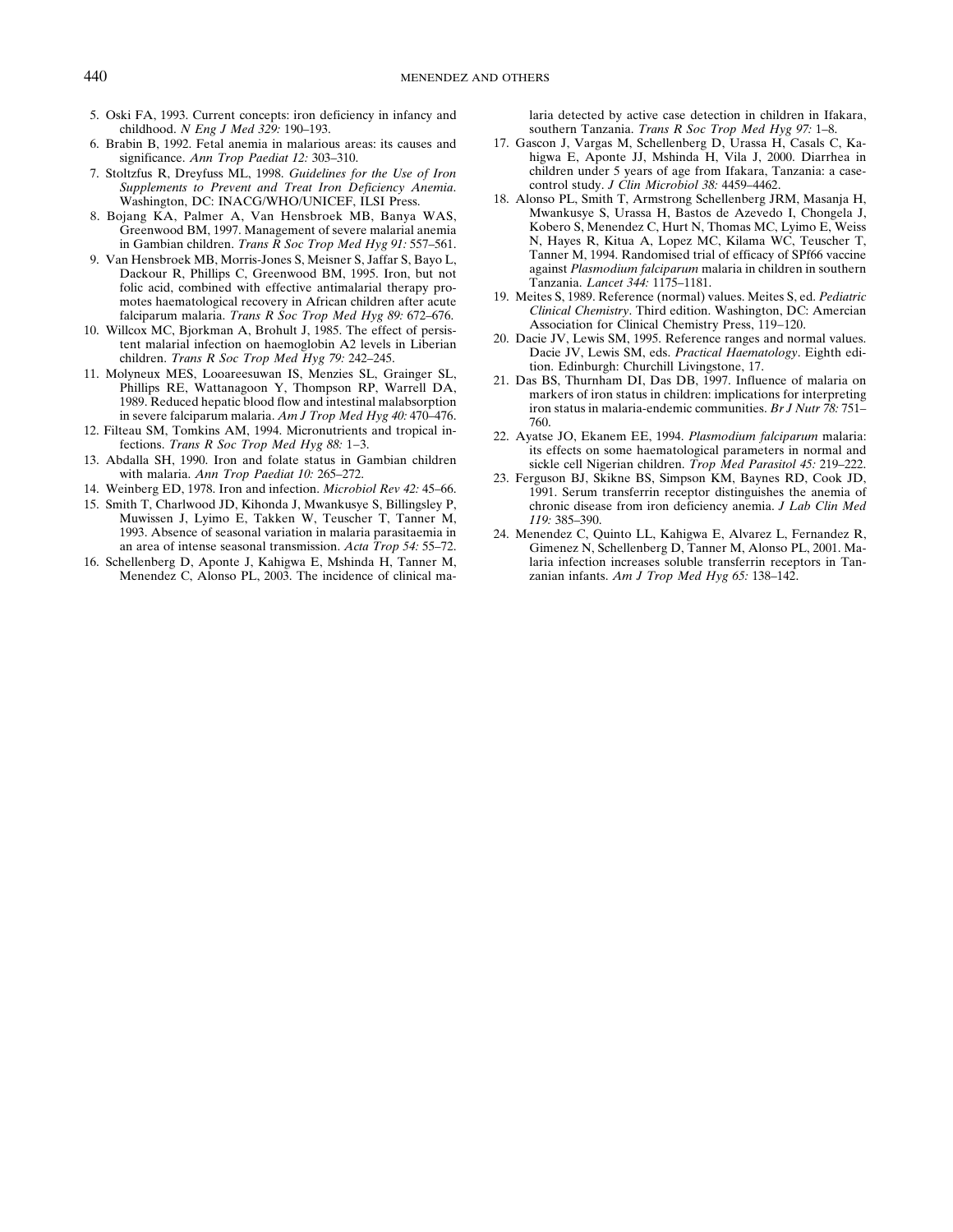5. Oski FA, 1993. Current concepts: iron deficiency in infancy and childhood. *N Eng J Med 329:* 190–193.
6. Brabin B, 1992. Fetal anemia in malarious areas: its causes and significance. *Ann Trop Paediat 12:* 303–310.
7. Stoltzfus R, Dreyfuss ML, 1998. *Guidelines for the Use of Iron Supplements to Prevent and Treat Iron Deficiency Anemia*. Washington, DC: INACG/WHO/UNICEF, ILSI Press.
8. Bojang KA, Palmer A, Van Hensbroek MB, Banya WAS, Greenwood BM, 1997. Management of severe malarial anemia in Gambian children. *Trans R Soc Trop Med Hyg 91:* 557–561.
9. Van Hensbroek MB, Morris-Jones S, Meisner S, Jaffar S, Bayo L, Dackour R, Phillips C, Greenwood BM, 1995. Iron, but not folic acid, combined with effective antimalarial therapy promotes haematological recovery in African children after acute falciparum malaria. *Trans R Soc Trop Med Hyg 89:* 672–676.
10. Willcox MC, Bjorkman A, Brohult J, 1985. The effect of persistent malarial infection on haemoglobin A2 levels in Liberian children. *Trans R Soc Trop Med Hyg 79:* 242–245.
11. Molyneux MES, Looareesuwan IS, Menzies SL, Grainger SL, Phillips RE, Wattanagoon Y, Thompson RP, Warrell DA, 1989. Reduced hepatic blood flow and intestinal malabsorption in severe falciparum malaria. *Am J Trop Med Hyg 40:* 470–476.
12. Filteau SM, Tomkins AM, 1994. Micronutrients and tropical infections. *Trans R Soc Trop Med Hyg 88:* 1–3.
13. Abdalla SH, 1990. Iron and folate status in Gambian children with malaria. *Ann Trop Paediat 10:* 265–272.
14. Weinberg ED, 1978. Iron and infection. *Microbiol Rev 42:* 45–66.
15. Smith T, Charlwood JD, Kihonda J, Mwankusye S, Billingsley P, Muwissen J, Lyimo E, Takken W, Teuscher T, Tanner M, 1993. Absence of seasonal variation in malaria parasitaemia in an area of intense seasonal transmission. *Acta Trop 54:* 55–72.
16. Schellenberg D, Aponte J, Kahigwa E, Mshinda H, Tanner M, Menendez C, Alonso PL, 2003. The incidence of clinical malaria detected by active case detection in children in Ifakara, southern Tanzania. *Trans R Soc Trop Med Hyg 97:* 1–8.
17. Gascon J, Vargas M, Schellenberg D, Urassa H, Casals C, Kahigwa E, Aponte JJ, Mshinda H, Vila J, 2000. Diarrhea in children under 5 years of age from Ifakara, Tanzania: a case-control study. *J Clin Microbiol 38:* 4459–4462.
18. Alonso PL, Smith T, Armstrong Schellenberg JRM, Masanja H, Mwankusye S, Urassa H, Bastos de Azevedo I, Chongela J, Kobero S, Menendez C, Hurt N, Thomas MC, Lyimo E, Weiss N, Hayes R, Kitua A, Lopez MC, Kilama WC, Teuscher T, Tanner M, 1994. Randomised trial of efficacy of SPf66 vaccine against *Plasmodium falciparum* malaria in children in southern Tanzania. *Lancet 344:* 1175–1181.
19. Meites S, 1989. Reference (normal) values. Meites S, ed. *Pediatric Clinical Chemistry*. Third edition. Washington, DC: Amercian Association for Clinical Chemistry Press, 119–120.
20. Dacie JV, Lewis SM, 1995. Reference ranges and normal values. Dacie JV, Lewis SM, eds. *Practical Haematology*. Eighth edition. Edinburgh: Churchill Livingstone, 17.
21. Das BS, Thurnham DI, Das DB, 1997. Influence of malaria on markers of iron status in children: implications for interpreting iron status in malaria-endemic communities. *Br J Nutr 78:* 751–760.
22. Ayatse JO, Ekanem EE, 1994. *Plasmodium falciparum* malaria: its effects on some haematological parameters in normal and sickle cell Nigerian children. *Trop Med Parasitol 45:* 219–222.
23. Ferguson BJ, Skikne BS, Simpson KM, Baynes RD, Cook JD, 1991. Serum transferrin receptor distinguishes the anemia of chronic disease from iron deficiency anemia. *J Lab Clin Med 119:* 385–390.
24. Menendez C, Quinto LL, Kahigwa E, Alvarez L, Fernandez R, Gimenez N, Schellenberg D, Tanner M, Alonso PL, 2001. Malaria infection increases soluble transferrin receptors in Tanzanian infants. *Am J Trop Med Hyg 65:* 138–142.